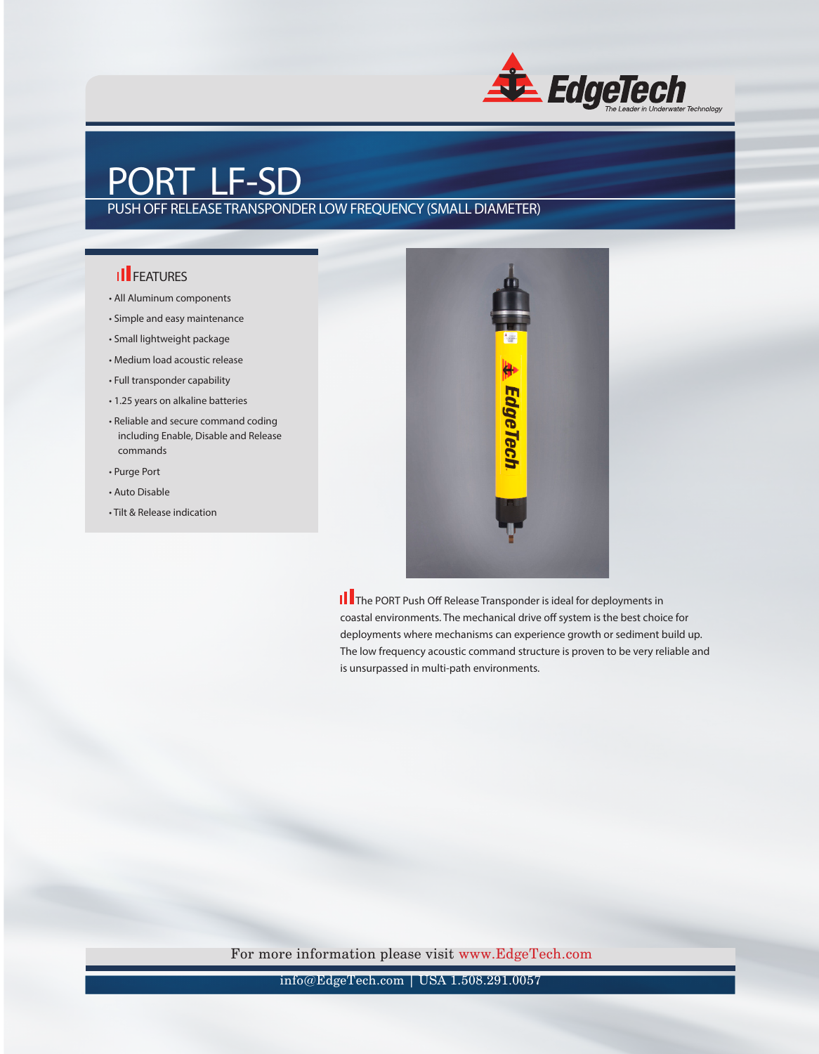# PORT LF-SD

PUSH OFF RELEASE TRANSPONDER LOW FREQUENCY (SMALL DIAMETER)

## FEATURES

- All Aluminum components
- Simple and easy maintenance
- Small lightweight package
- Medium load acoustic release
- Full transponder capability
- 1.25 years on alkaline batteries
- Reliable and secure command coding including Enable, Disable and Release commands
- Purge Port
- Auto Disable
- Tilt & Release indication

The PORT Push Off Release Transponder is ideal for deployments in coastal environments. The mechanical drive off system is the best choice for deployments where mechanisms can experience growth or sediment build up. The low frequency acoustic command structure is proven to be very reliable and is unsurpassed in multi-path environments.

For more information please visit www.EdgeTech.com

info@EdgeTech.com | USA 1.508.291.0057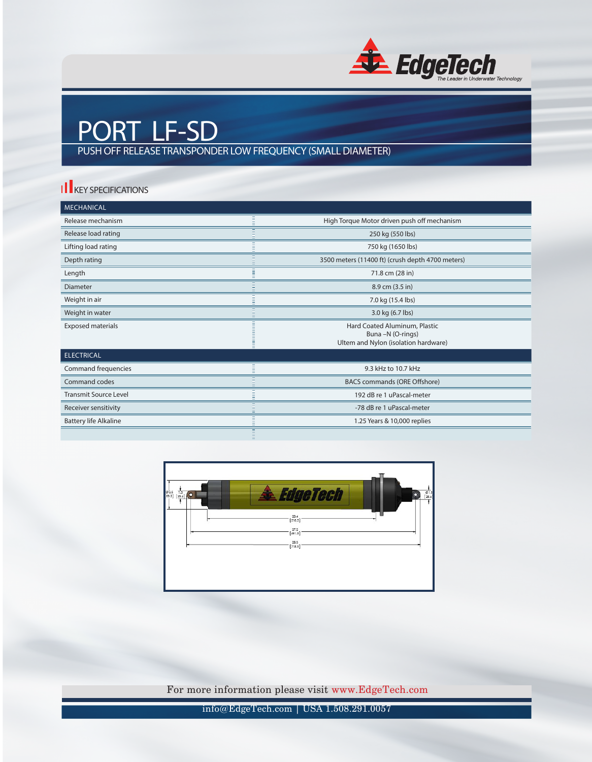# PORT LF-SD

## PUSH OFF RELEASE TRANSPONDER LOW FREQUENCY (SMALL DIAMETER)

### KEY SPECIFICATIONS

| MECHANICAL | |
|---|---|
| Release mechanism | High Torque Motor driven push off mechanism |
| Release load rating | 250 kg (550 lbs) |
| Lifting load rating | 750 kg (1650 lbs) |
| Depth rating | 3500 meters (11400 ft) (crush depth 4700 meters) |
| Length | 71.8 cm (28 in) |
| Diameter | 8.9 cm (3.5 in) |
| Weight in air | 7.0 kg (15.4 lbs) |
| Weight in water | 3.0 kg (6.7 lbs) |
| Exposed materials | Hard Coated Aluminum, Plastic<br>Buna –N (O-rings)<br>Ultem and Nylon (isolation hardware) |
| **ELECTRICAL** | |
| Command frequencies | 9.3 kHz to 10.7 kHz |
| Command codes | BACS commands (ORE Offshore) |
| Transmit Source Level | 192 dB re 1 uPascal-meter |
| Receiver sensitivity | -78 dB re 1 uPascal-meter |
| Battery life Alkaline | 1.25 Years & 10,000 replies |

For more information please visit www.EdgeTech.com

info@EdgeTech.com | USA 1.508.291.0057